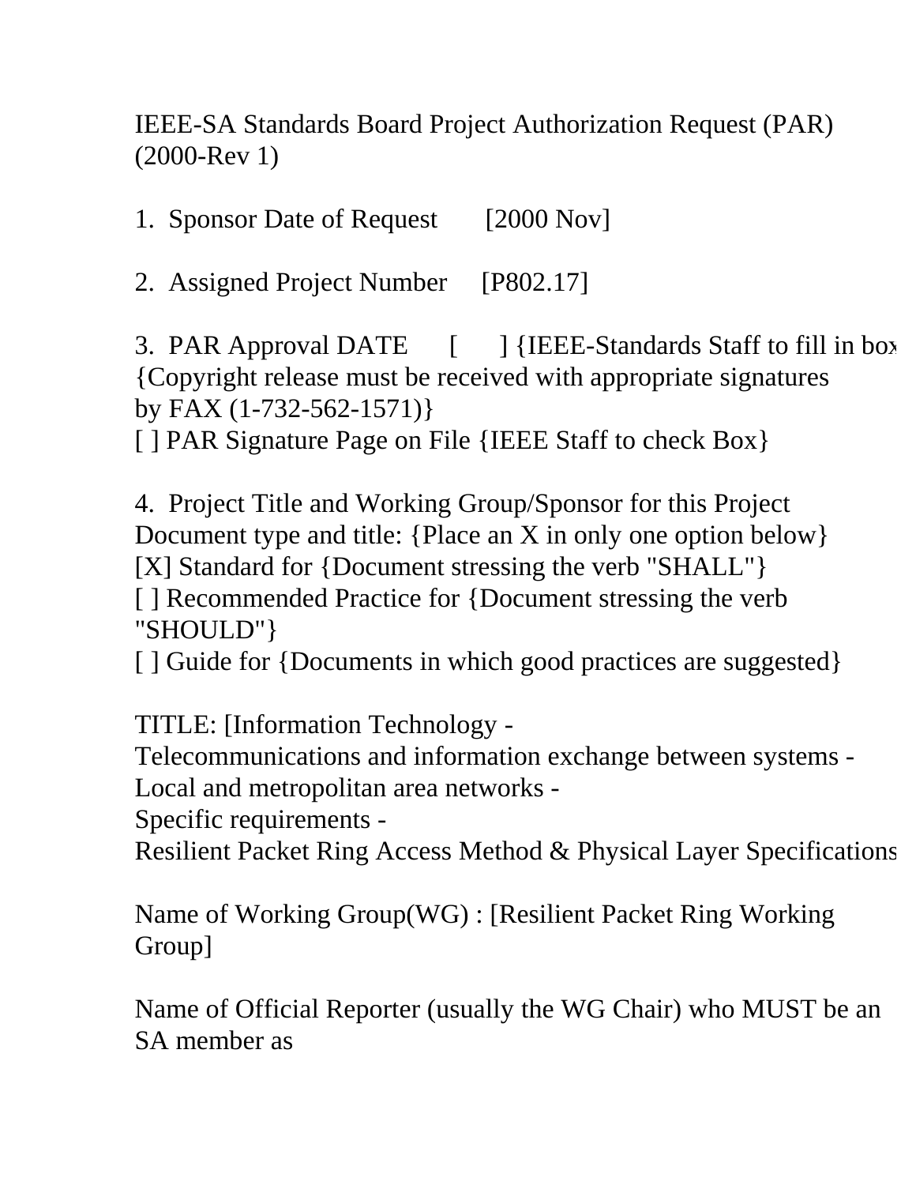IEEE-SA Standards Board Project Authorization Request (PAR) (2000-Rev 1)

1. Sponsor Date of Request [2000 Nov]

2. Assigned Project Number [P802.17]

3. PAR Approval DATE [ ] {IEEE-Standards Staff to fill in box
{Copyright release must be received with appropriate signatures by FAX (1-732-562-1571)}
[ ] PAR Signature Page on File {IEEE Staff to check Box}

4. Project Title and Working Group/Sponsor for this Project
Document type and title: {Place an X in only one option below}
[X] Standard for {Document stressing the verb "SHALL"}
[ ] Recommended Practice for {Document stressing the verb "SHOULD"}
[ ] Guide for {Documents in which good practices are suggested}

TITLE: [Information Technology -
Telecommunications and information exchange between systems -
Local and metropolitan area networks -
Specific requirements -
Resilient Packet Ring Access Method & Physical Layer Specifications

Name of Working Group(WG) : [Resilient Packet Ring Working Group]

Name of Official Reporter (usually the WG Chair) who MUST be an SA member as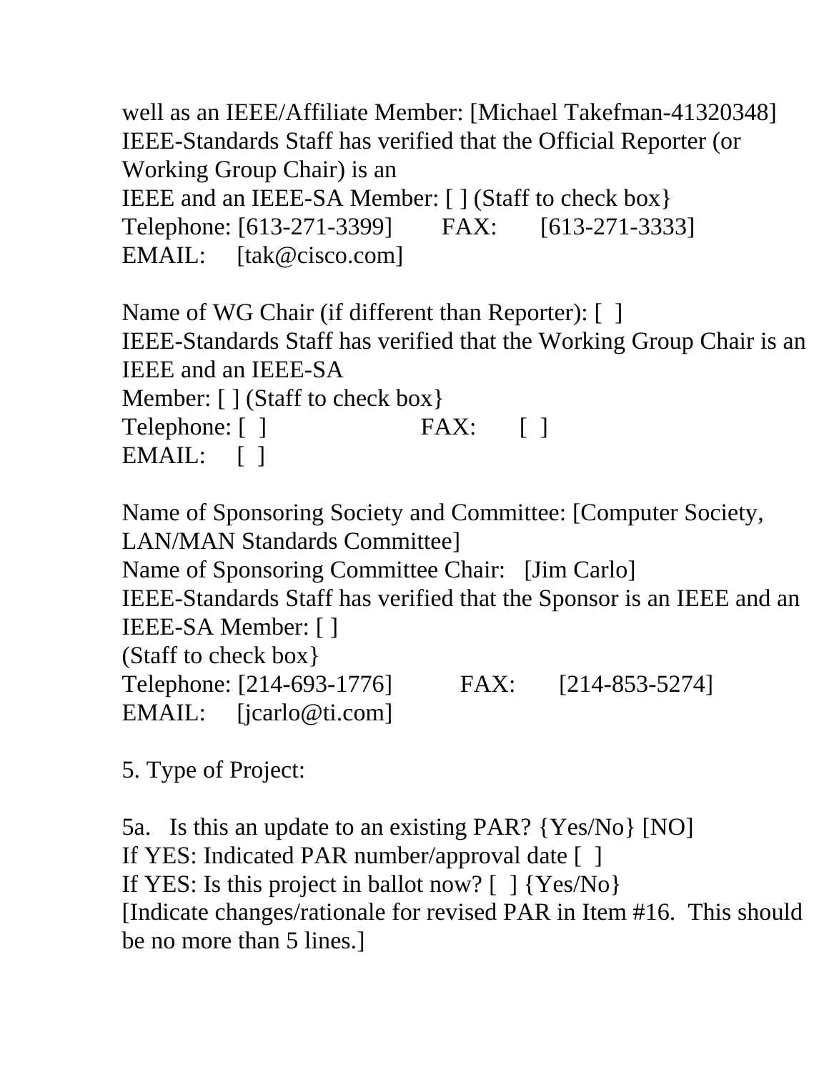well as an IEEE/Affiliate Member: [Michael Takefman-41320348]
IEEE-Standards Staff has verified that the Official Reporter (or Working Group Chair) is an
IEEE and an IEEE-SA Member: [ ] (Staff to check box}
Telephone: [613-271-3399]     FAX:     [613-271-3333]
EMAIL:   [tak@cisco.com]

Name of WG Chair (if different than Reporter): [ ]
IEEE-Standards Staff has verified that the Working Group Chair is an IEEE and an IEEE-SA
Member: [ ] (Staff to check box}
Telephone: [ ]     FAX:     [ ]
EMAIL:   [ ]

Name of Sponsoring Society and Committee: [Computer Society, LAN/MAN Standards Committee]
Name of Sponsoring Committee Chair:  [Jim Carlo]
IEEE-Standards Staff has verified that the Sponsor is an IEEE and an IEEE-SA Member: [ ]
(Staff to check box}
Telephone: [214-693-1776]     FAX:     [214-853-5274]
EMAIL:   [jcarlo@ti.com]

5. Type of Project:

5a.  Is this an update to an existing PAR? {Yes/No} [NO]
If YES: Indicated PAR number/approval date [ ]
If YES: Is this project in ballot now? [ ] {Yes/No}
[Indicate changes/rationale for revised PAR in Item #16.  This should be no more than 5 lines.]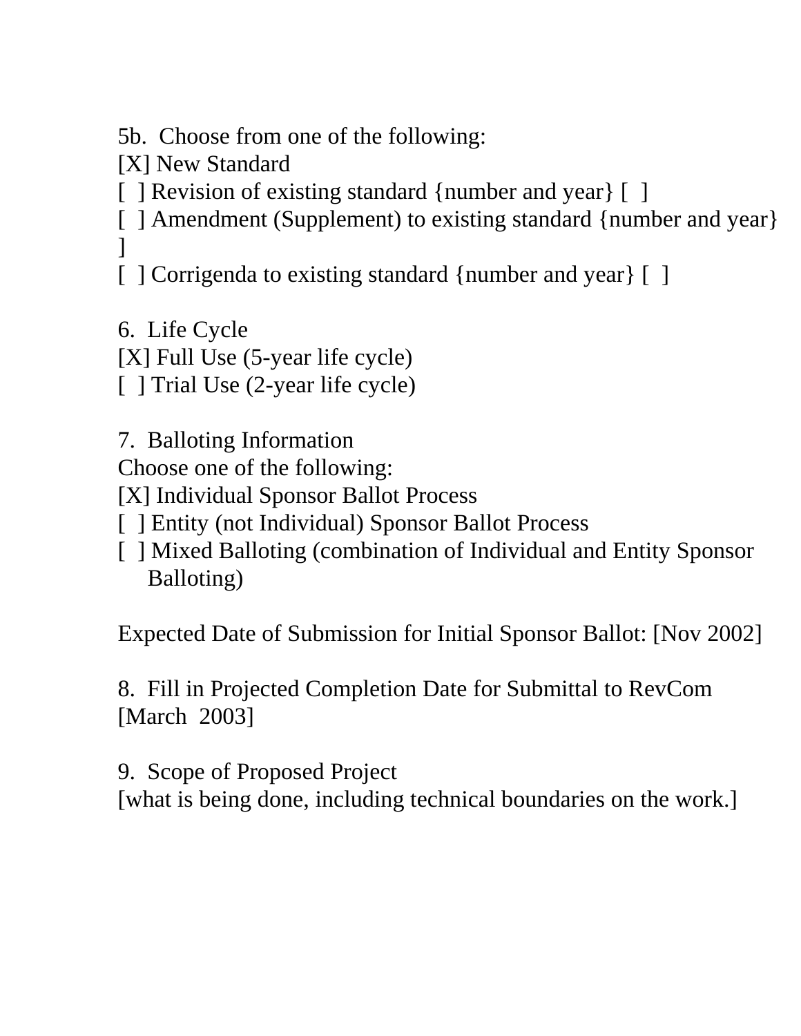5b.  Choose from one of the following:

[X] New Standard

[  ] Revision of existing standard {number and year} [  ]

[  ] Amendment (Supplement) to existing standard {number and year} ]

[  ] Corrigenda to existing standard {number and year} [  ]

6.  Life Cycle

[X] Full Use (5-year life cycle)

[  ] Trial Use (2-year life cycle)

7.  Balloting Information

Choose one of the following:

[X] Individual Sponsor Ballot Process

[  ] Entity (not Individual) Sponsor Ballot Process

[  ] Mixed Balloting (combination of Individual and Entity Sponsor Balloting)

Expected Date of Submission for Initial Sponsor Ballot: [Nov 2002]

8.  Fill in Projected Completion Date for Submittal to RevCom [March  2003]

9.  Scope of Proposed Project

[what is being done, including technical boundaries on the work.]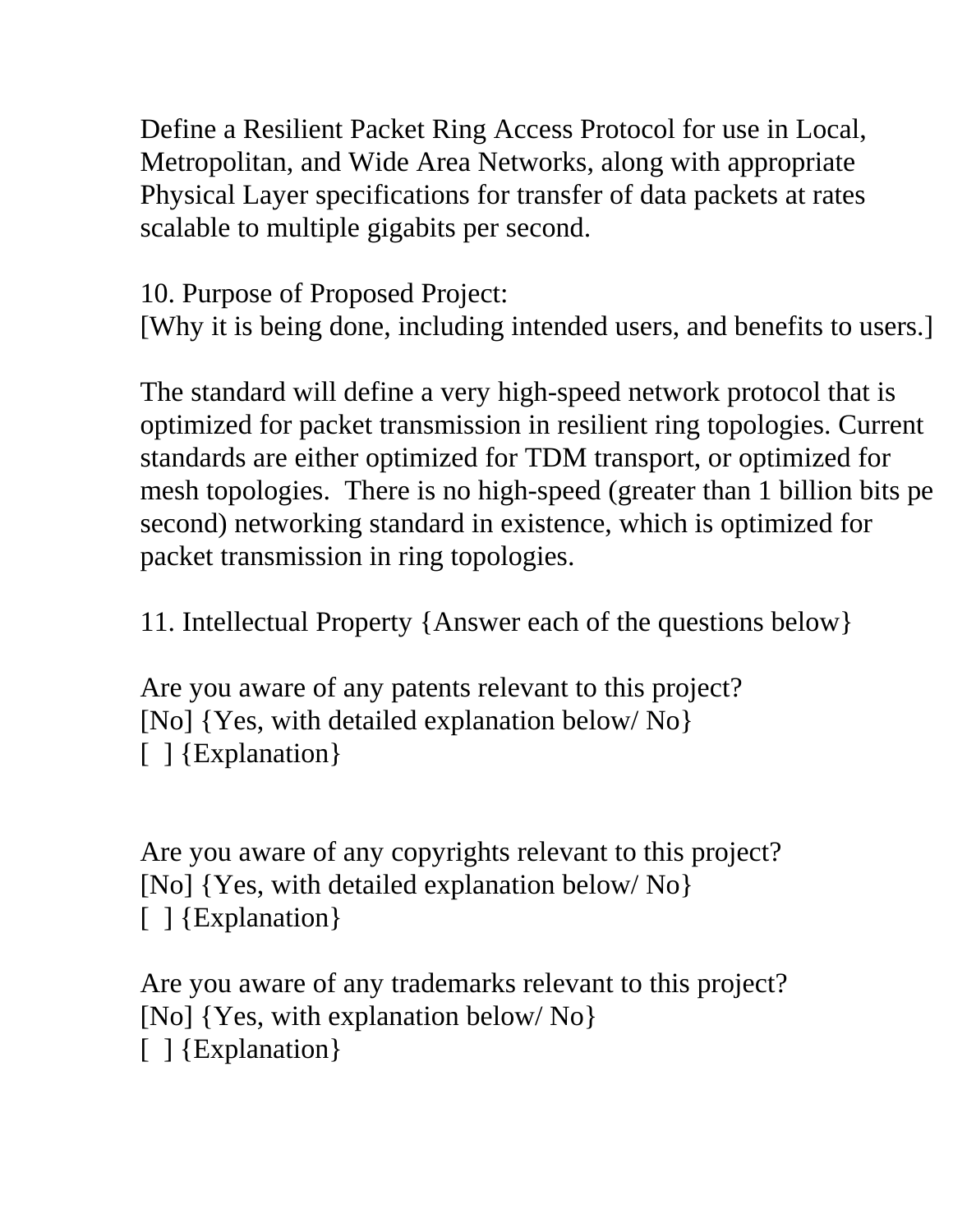Define a Resilient Packet Ring Access Protocol for use in Local, Metropolitan, and Wide Area Networks, along with appropriate Physical Layer specifications for transfer of data packets at rates scalable to multiple gigabits per second.

10. Purpose of Proposed Project:
[Why it is being done, including intended users, and benefits to users.]

The standard will define a very high-speed network protocol that is optimized for packet transmission in resilient ring topologies. Current standards are either optimized for TDM transport, or optimized for mesh topologies.  There is no high-speed (greater than 1 billion bits pe second) networking standard in existence, which is optimized for packet transmission in ring topologies.

11. Intellectual Property {Answer each of the questions below}

Are you aware of any patents relevant to this project?
[No] {Yes, with detailed explanation below/ No}
[  ] {Explanation}

Are you aware of any copyrights relevant to this project?
[No] {Yes, with detailed explanation below/ No}
[  ] {Explanation}

Are you aware of any trademarks relevant to this project?
[No] {Yes, with explanation below/ No}
[  ] {Explanation}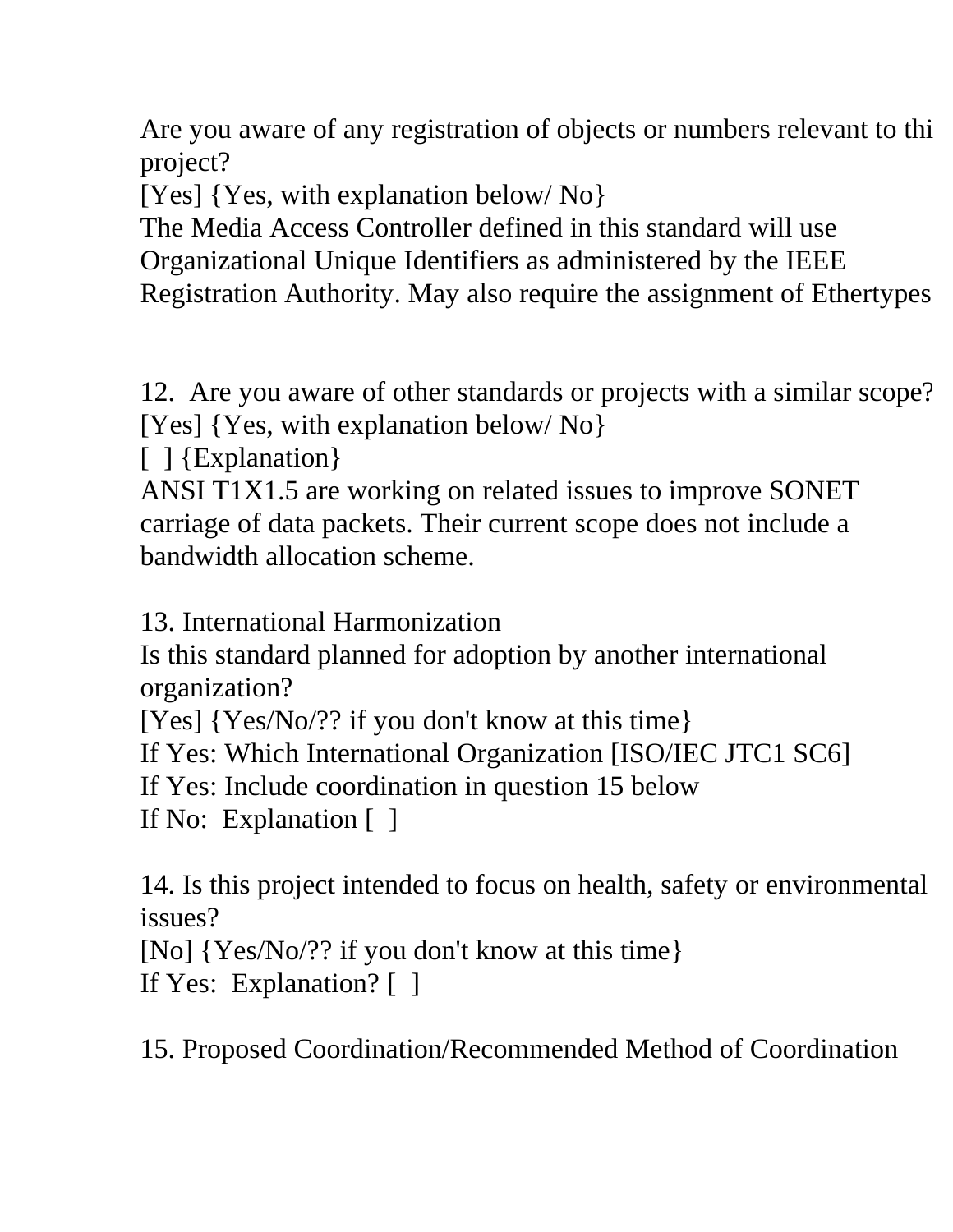Are you aware of any registration of objects or numbers relevant to thi project?
[Yes] {Yes, with explanation below/ No}
The Media Access Controller defined in this standard will use Organizational Unique Identifiers as administered by the IEEE Registration Authority. May also require the assignment of Ethertypes

12. Are you aware of other standards or projects with a similar scope?
[Yes] {Yes, with explanation below/ No}
[ ] {Explanation}
ANSI T1X1.5 are working on related issues to improve SONET carriage of data packets. Their current scope does not include a bandwidth allocation scheme.

13. International Harmonization
Is this standard planned for adoption by another international organization?
[Yes] {Yes/No/?? if you don't know at this time}
If Yes: Which International Organization [ISO/IEC JTC1 SC6]
If Yes: Include coordination in question 15 below
If No: Explanation [ ]

14. Is this project intended to focus on health, safety or environmental issues?
[No] {Yes/No/?? if you don't know at this time}
If Yes: Explanation? [ ]

15. Proposed Coordination/Recommended Method of Coordination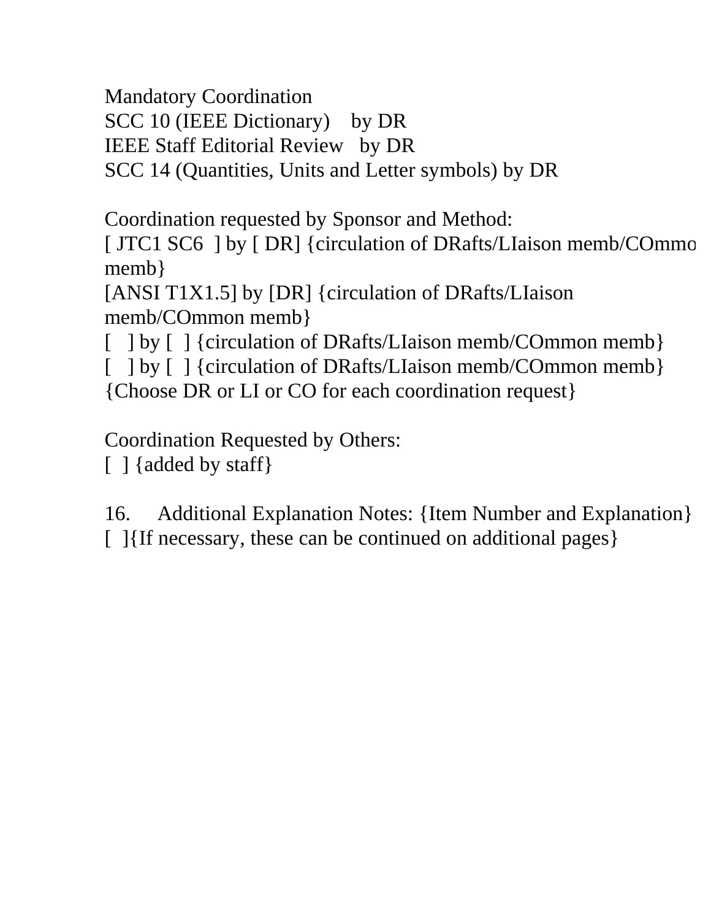Mandatory Coordination
SCC 10 (IEEE Dictionary)    by DR
IEEE Staff Editorial Review   by DR
SCC 14 (Quantities, Units and Letter symbols) by DR

Coordination requested by Sponsor and Method:
[ JTC1 SC6  ] by [ DR] {circulation of DRafts/LIaison memb/COmmon memb}
[ANSI T1X1.5] by [DR] {circulation of DRafts/LIaison memb/COmmon memb}
[   ] by [  ] {circulation of DRafts/LIaison memb/COmmon memb}
[   ] by [  ] {circulation of DRafts/LIaison memb/COmmon memb}
{Choose DR or LI or CO for each coordination request}

Coordination Requested by Others:
[  ] {added by staff}

16.     Additional Explanation Notes: {Item Number and Explanation}
[  ]{If necessary, these can be continued on additional pages}